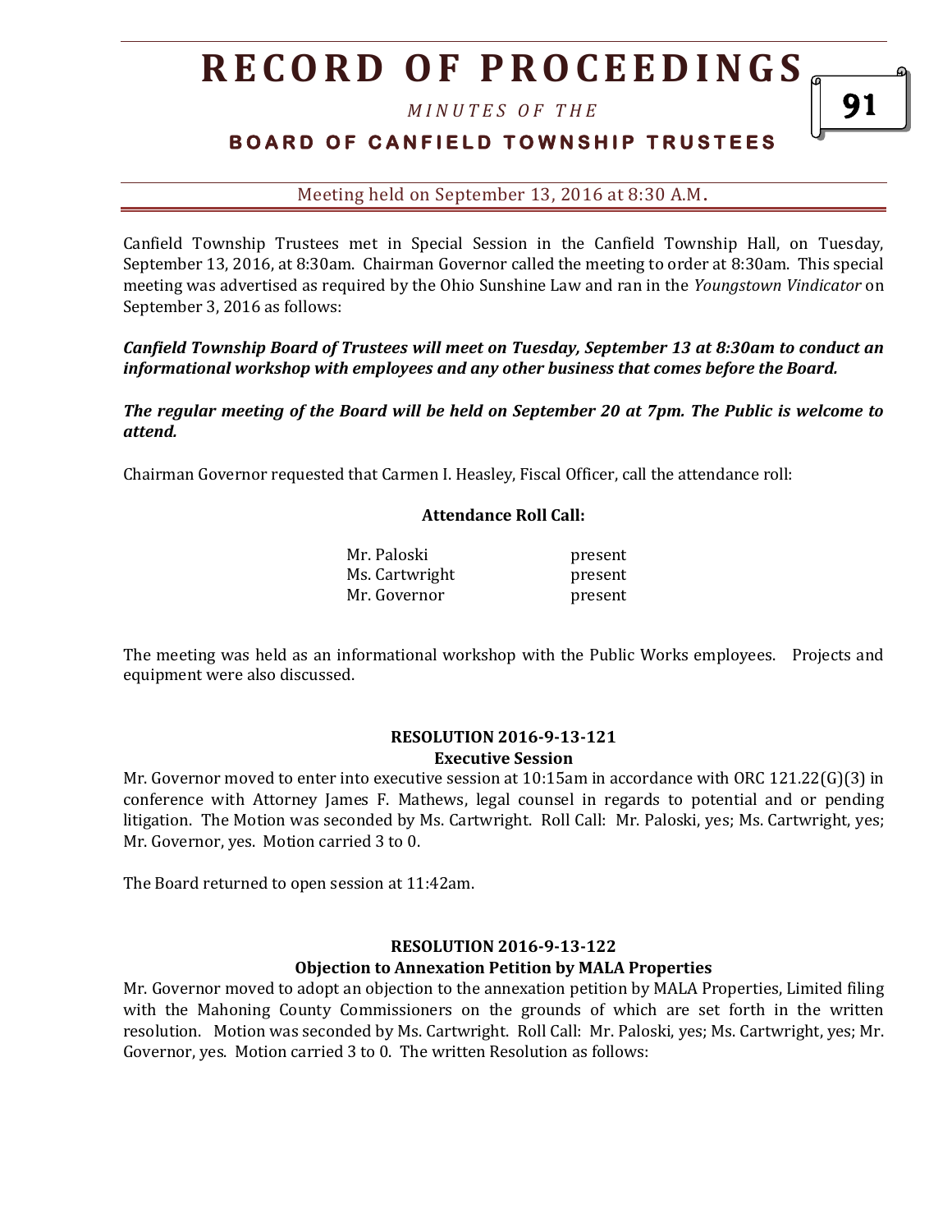# RECORD OF PROCEEDINGS

*MINUTES OF THE*

## BOARD OF CANFIELD TOWNSHIP TRUSTEES

Meeting held on September 13, 2016 at 8:30 A.M.

Canfield Township Trustees met in Special Session in the Canfield Township Hall, on Tuesday, September 13, 2016, at 8:30am. Chairman Governor called the meeting to order at 8:30am. This special meeting was advertised as required by the Ohio Sunshine Law and ran in the *Youngstown Vindicator* on September 3, 2016 as follows:

***Canfield Township Board of Trustees will meet on Tuesday, September 13 at 8:30am to conduct an informational workshop with employees and any other business that comes before the Board.***

***The regular meeting of the Board will be held on September 20 at 7pm. The Public is welcome to attend.***

Chairman Governor requested that Carmen I. Heasley, Fiscal Officer, call the attendance roll:

**Attendance Roll Call:**

| | |
|---|---|
| Mr. Paloski | present |
| Ms. Cartwright | present |
| Mr. Governor | present |

The meeting was held as an informational workshop with the Public Works employees. Projects and equipment were also discussed.

**RESOLUTION 2016-9-13-121**
**Executive Session**

Mr. Governor moved to enter into executive session at 10:15am in accordance with ORC 121.22(G)(3) in conference with Attorney James F. Mathews, legal counsel in regards to potential and or pending litigation. The Motion was seconded by Ms. Cartwright. Roll Call: Mr. Paloski, yes; Ms. Cartwright, yes; Mr. Governor, yes. Motion carried 3 to 0.

The Board returned to open session at 11:42am.

**RESOLUTION 2016-9-13-122**
**Objection to Annexation Petition by MALA Properties**

Mr. Governor moved to adopt an objection to the annexation petition by MALA Properties, Limited filing with the Mahoning County Commissioners on the grounds of which are set forth in the written resolution. Motion was seconded by Ms. Cartwright. Roll Call: Mr. Paloski, yes; Ms. Cartwright, yes; Mr. Governor, yes. Motion carried 3 to 0. The written Resolution as follows: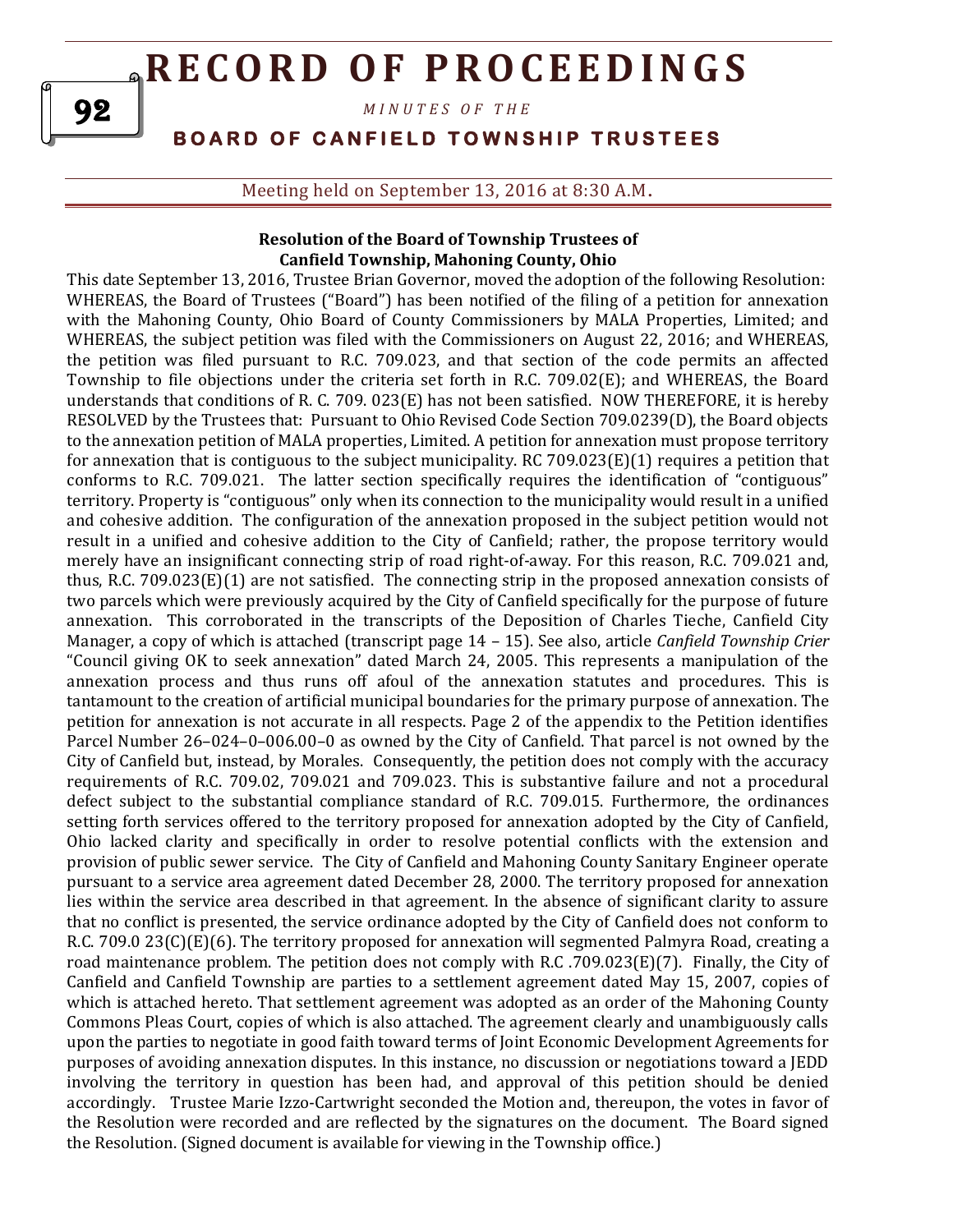### Resolution of the Board of Township Trustees of Canfield Township, Mahoning County, Ohio

This date September 13, 2016, Trustee Brian Governor, moved the adoption of the following Resolution: WHEREAS, the Board of Trustees ("Board") has been notified of the filing of a petition for annexation with the Mahoning County, Ohio Board of County Commissioners by MALA Properties, Limited; and WHEREAS, the subject petition was filed with the Commissioners on August 22, 2016; and WHEREAS, the petition was filed pursuant to R.C. 709.023, and that section of the code permits an affected Township to file objections under the criteria set forth in R.C. 709.02(E); and WHEREAS, the Board understands that conditions of R. C. 709. 023(E) has not been satisfied. NOW THEREFORE, it is hereby RESOLVED by the Trustees that: Pursuant to Ohio Revised Code Section 709.0239(D), the Board objects to the annexation petition of MALA properties, Limited. A petition for annexation must propose territory for annexation that is contiguous to the subject municipality. RC 709.023(E)(1) requires a petition that conforms to R.C. 709.021. The latter section specifically requires the identification of "contiguous" territory. Property is "contiguous" only when its connection to the municipality would result in a unified and cohesive addition. The configuration of the annexation proposed in the subject petition would not result in a unified and cohesive addition to the City of Canfield; rather, the propose territory would merely have an insignificant connecting strip of road right-of-away. For this reason, R.C. 709.021 and, thus, R.C. 709.023(E)(1) are not satisfied. The connecting strip in the proposed annexation consists of two parcels which were previously acquired by the City of Canfield specifically for the purpose of future annexation. This corroborated in the transcripts of the Deposition of Charles Tieche, Canfield City Manager, a copy of which is attached (transcript page 14 – 15). See also, article *Canfield Township Crier* "Council giving OK to seek annexation" dated March 24, 2005. This represents a manipulation of the annexation process and thus runs off afoul of the annexation statutes and procedures. This is tantamount to the creation of artificial municipal boundaries for the primary purpose of annexation. The petition for annexation is not accurate in all respects. Page 2 of the appendix to the Petition identifies Parcel Number 26–024–0–006.00–0 as owned by the City of Canfield. That parcel is not owned by the City of Canfield but, instead, by Morales. Consequently, the petition does not comply with the accuracy requirements of R.C. 709.02, 709.021 and 709.023. This is substantive failure and not a procedural defect subject to the substantial compliance standard of R.C. 709.015. Furthermore, the ordinances setting forth services offered to the territory proposed for annexation adopted by the City of Canfield, Ohio lacked clarity and specifically in order to resolve potential conflicts with the extension and provision of public sewer service. The City of Canfield and Mahoning County Sanitary Engineer operate pursuant to a service area agreement dated December 28, 2000. The territory proposed for annexation lies within the service area described in that agreement. In the absence of significant clarity to assure that no conflict is presented, the service ordinance adopted by the City of Canfield does not conform to R.C. 709.0 23(C)(E)(6). The territory proposed for annexation will segmented Palmyra Road, creating a road maintenance problem. The petition does not comply with R.C .709.023(E)(7). Finally, the City of Canfield and Canfield Township are parties to a settlement agreement dated May 15, 2007, copies of which is attached hereto. That settlement agreement was adopted as an order of the Mahoning County Commons Pleas Court, copies of which is also attached. The agreement clearly and unambiguously calls upon the parties to negotiate in good faith toward terms of Joint Economic Development Agreements for purposes of avoiding annexation disputes. In this instance, no discussion or negotiations toward a JEDD involving the territory in question has been had, and approval of this petition should be denied accordingly. Trustee Marie Izzo-Cartwright seconded the Motion and, thereupon, the votes in favor of the Resolution were recorded and are reflected by the signatures on the document. The Board signed the Resolution. (Signed document is available for viewing in the Township office.)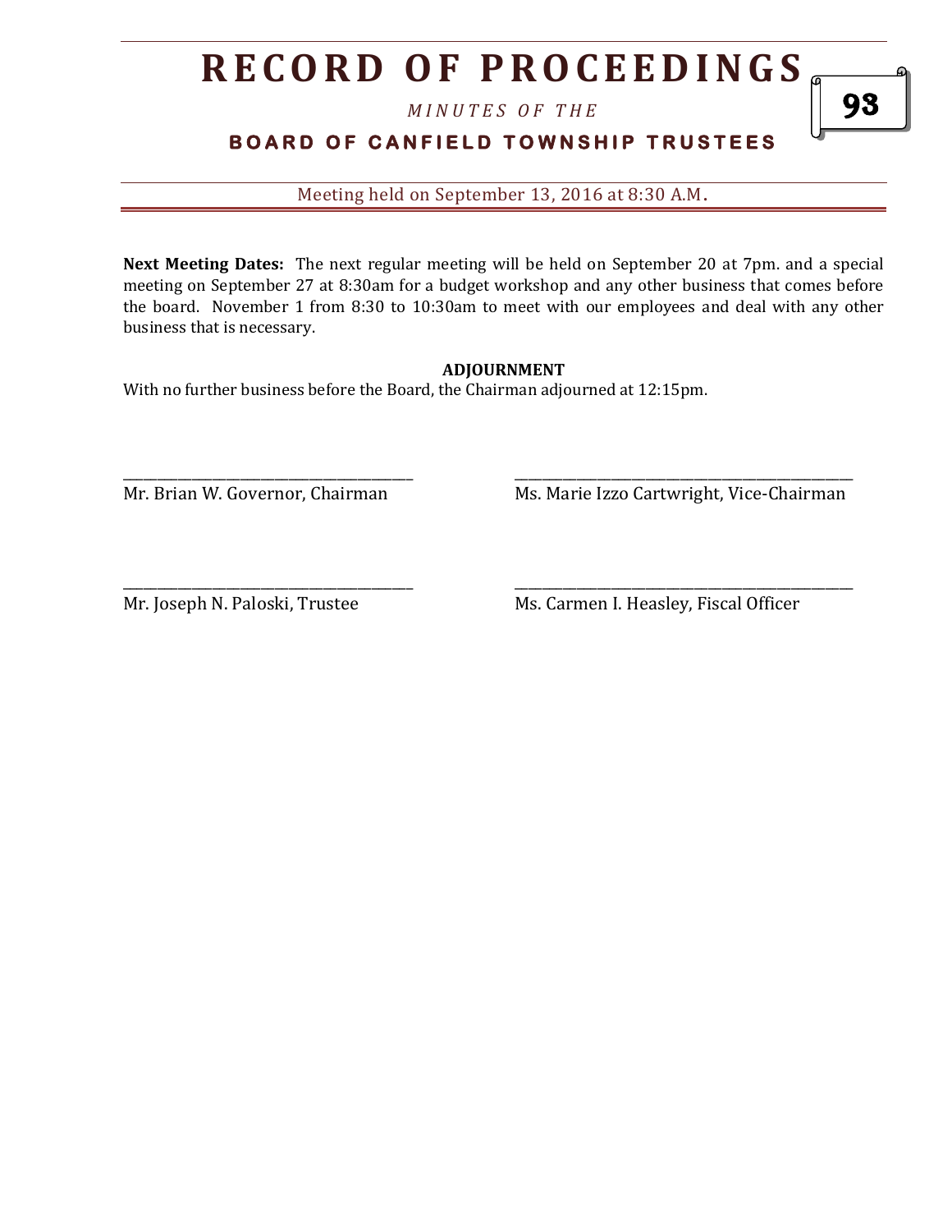**Next Meeting Dates:** The next regular meeting will be held on September 20 at 7pm. and a special meeting on September 27 at 8:30am for a budget workshop and any other business that comes before the board. November 1 from 8:30 to 10:30am to meet with our employees and deal with any other business that is necessary.

**ADJOURNMENT**

With no further business before the Board, the Chairman adjourned at 12:15pm.

\_\_\_\_\_\_\_\_\_\_\_\_\_\_\_\_\_\_\_\_\_\_\_\_\_\_\_\_\_\_\_\_\_\_\_\_\_\_\_\_
Mr. Brian W. Governor, Chairman

\_\_\_\_\_\_\_\_\_\_\_\_\_\_\_\_\_\_\_\_\_\_\_\_\_\_\_\_\_\_\_\_\_\_\_\_\_\_\_\_
Ms. Marie Izzo Cartwright, Vice-Chairman

\_\_\_\_\_\_\_\_\_\_\_\_\_\_\_\_\_\_\_\_\_\_\_\_\_\_\_\_\_\_\_\_\_\_\_\_\_\_\_\_
Mr. Joseph N. Paloski, Trustee

\_\_\_\_\_\_\_\_\_\_\_\_\_\_\_\_\_\_\_\_\_\_\_\_\_\_\_\_\_\_\_\_\_\_\_\_\_\_\_\_
Ms. Carmen I. Heasley, Fiscal Officer